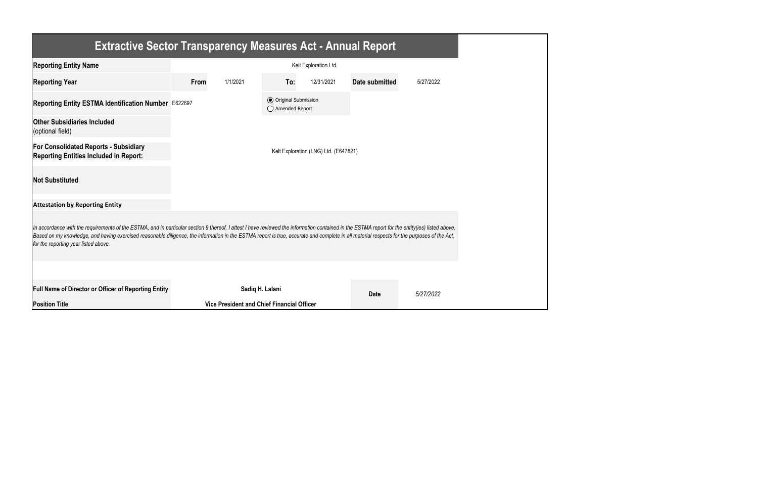# Extractive Sector Transparency Measures Act - Annual Report

| | | | | | | |
|---|---|---|---|---|---|---|
| **Reporting Entity Name** | Kelt Exploration Ltd. | | | | | |
| **Reporting Year** | **From** | 1/1/2021 | **To:** | 12/31/2021 | **Date submitted** | 5/27/2022 |
| **Reporting Entity ESTMA Identification Number** | E622697 | | ◉ Original Submission<br>◯ Amended Report | | | |
| **Other Subsidiaries Included**<br>(optional field) | | | | | | |
| **For Consolidated Reports - Subsidiary Reporting Entities Included in Report:** | Kelt Exploration (LNG) Ltd. (E647821) | | | | | |
| **Not Substituted** | | | | | | |

**Attestation by Reporting Entity**

*In accordance with the requirements of the ESTMA, and in particular section 9 thereof, I attest I have reviewed the information contained in the ESTMA report for the entity(ies) listed above. Based on my knowledge, and having exercised reasonable diligence, the information in the ESTMA report is true, accurate and complete in all material respects for the purposes of the Act, for the reporting year listed above.*

| | | | |
|---|---|---|---|
| **Full Name of Director or Officer of Reporting Entity** | **Sadiq H. Lalani** | **Date** | *5/27/2022* |
| **Position Title** | **Vice President and Chief Financial Officer** | | |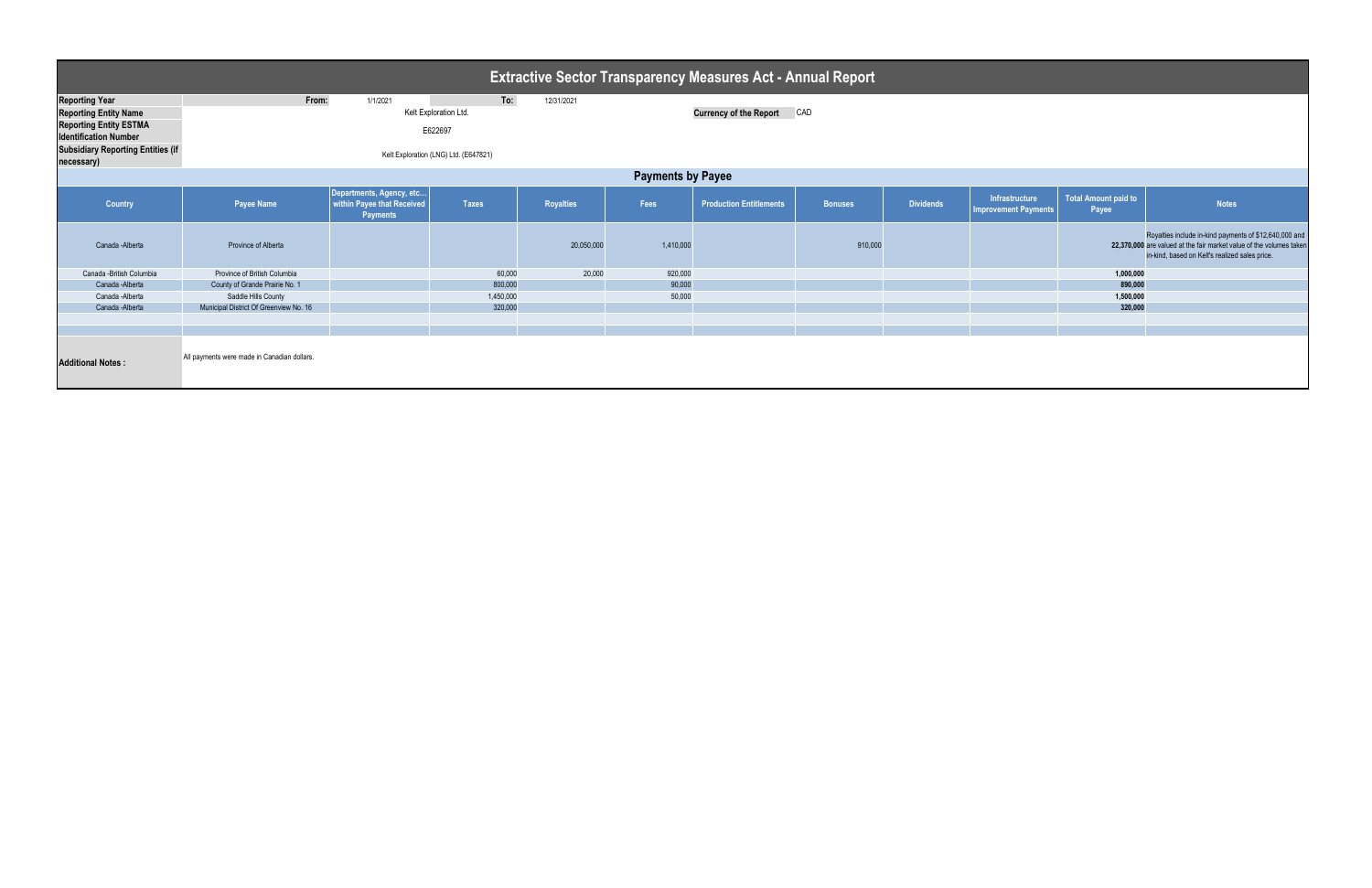# Extractive Sector Transparency Measures Act - Annual Report

| | | | | |
|---|---|---|---|---|
| **Reporting Year** | From: | 1/1/2021 | To: | 12/31/2021 |
| **Reporting Entity Name** | Kelt Exploration Ltd. | | **Currency of the Report** | CAD |
| **Reporting Entity ESTMA Identification Number** | E622697 | | | |
| **Subsidiary Reporting Entities (if necessary)** | Kelt Exploration (LNG) Ltd. (E647821) | | | |

## Payments by Payee

| Country | Payee Name | Departments, Agency, etc... within Payee that Received Payments | Taxes | Royalties | Fees | Production Entitlements | Bonuses | Dividends | Infrastructure Improvement Payments | Total Amount paid to Payee | Notes |
|---|---|---|---|---|---|---|---|---|---|---|---|
| Canada -Alberta | Province of Alberta | | | 20,050,000 | 1,410,000 | | 910,000 | | | 22,370,000 | Royalties include in-kind payments of $12,640,000 and are valued at the fair market value of the volumes taken in-kind, based on Kelt's realized sales price. |
| Canada -British Columbia | Province of British Columbia | | 60,000 | 20,000 | 920,000 | | | | | 1,000,000 | |
| Canada -Alberta | County of Grande Prairie No. 1 | | 800,000 | | 90,000 | | | | | 890,000 | |
| Canada -Alberta | Saddle Hills County | | 1,450,000 | | 50,000 | | | | | 1,500,000 | |
| Canada -Alberta | Municipal District Of Greenview No. 16 | | 320,000 | | | | | | | 320,000 | |

**Additional Notes :** All payments were made in Canadian dollars.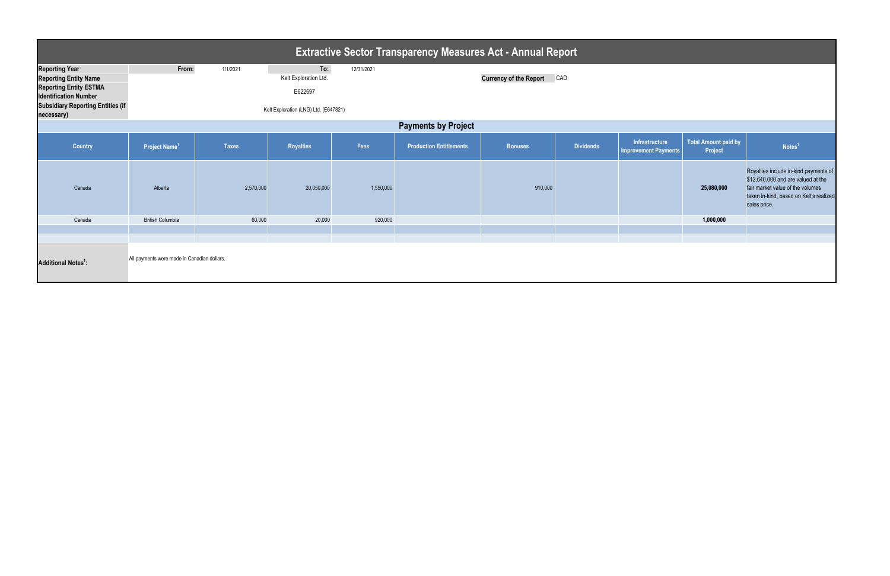# Extractive Sector Transparency Measures Act - Annual Report

| | | | | | |
|---|---|---|---|---|---|
| **Reporting Year** | **From:** | 1/1/2021 | **To:** | 12/31/2021 | |
| **Reporting Entity Name** | | Kelt Exploration Ltd. | | **Currency of the Report** | CAD |
| **Reporting Entity ESTMA Identification Number** | | E622697 | | | |
| **Subsidiary Reporting Entities (if necessary)** | | Kelt Exploration (LNG) Ltd. (E647821) | | | |

## Payments by Project

| Country | Project Name[1] | Taxes | Royalties | Fees | Production Entitlements | Bonuses | Dividends | Infrastructure Improvement Payments | Total Amount paid by Project | Notes[1] |
|---|---|---|---|---|---|---|---|---|---|---|
| Canada | Alberta | 2,570,000 | 20,050,000 | 1,550,000 | | 910,000 | | | **25,080,000** | Royalties include in-kind payments of $12,640,000 and are valued at the fair market value of the volumes taken in-kind, based on Kelt's realized sales price. |
| Canada | British Columbia | 60,000 | 20,000 | 920,000 | | | | | **1,000,000** | |
| | | | | | | | | | | |
| | | | | | | | | | | |

**Additional Notes[1]:** All payments were made in Canadian dollars.